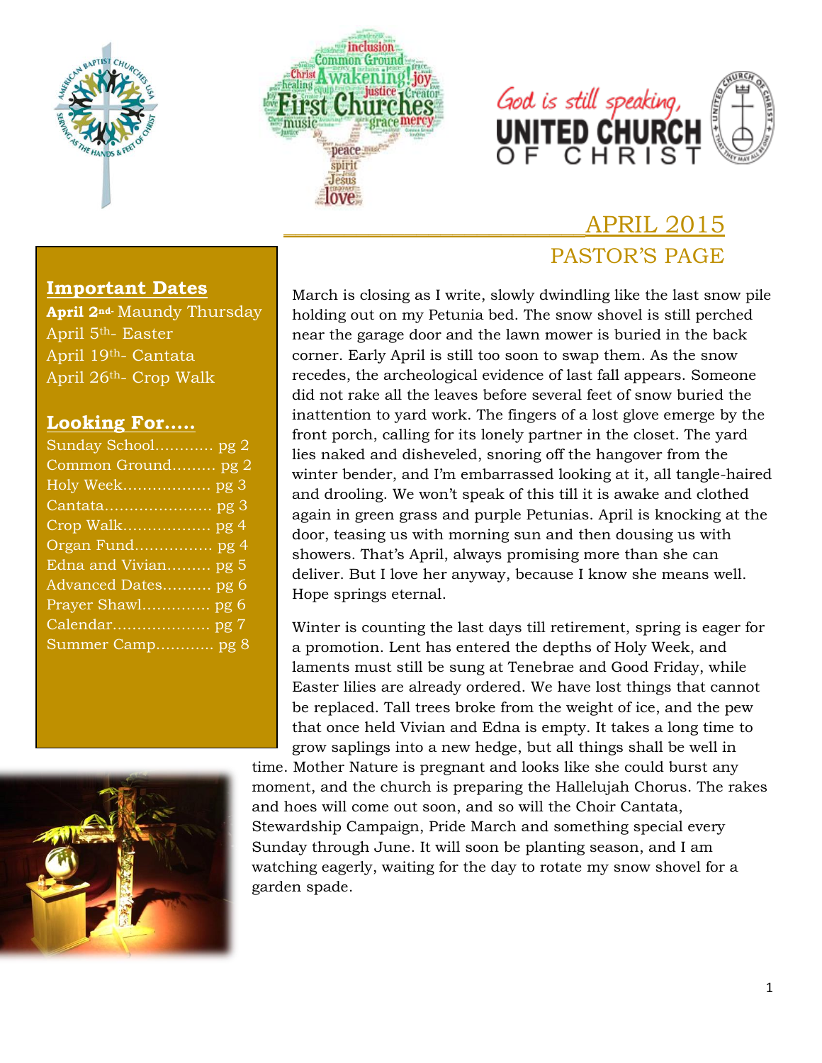# APRIL 2015

## PASTOR'S PAGE

### Important Dates

**April 2nd-** Maundy Thursday
April 5th- Easter
April 19th- Cantata
April 26th- Crop Walk

### Looking For.....

Sunday School............ pg 2
Common Ground......... pg 2
Holy Week.................. pg 3
Cantata...................... pg 3
Crop Walk.................. pg 4
Organ Fund................ pg 4
Edna and Vivian......... pg 5
Advanced Dates.......... pg 6
Prayer Shawl.............. pg 6
Calendar.................... pg 7
Summer Camp............ pg 8

March is closing as I write, slowly dwindling like the last snow pile holding out on my Petunia bed. The snow shovel is still perched near the garage door and the lawn mower is buried in the back corner. Early April is still too soon to swap them. As the snow recedes, the archeological evidence of last fall appears. Someone did not rake all the leaves before several feet of snow buried the inattention to yard work. The fingers of a lost glove emerge by the front porch, calling for its lonely partner in the closet. The yard lies naked and disheveled, snoring off the hangover from the winter bender, and I'm embarrassed looking at it, all tangle-haired and drooling. We won't speak of this till it is awake and clothed again in green grass and purple Petunias. April is knocking at the door, teasing us with morning sun and then dousing us with showers. That's April, always promising more than she can deliver. But I love her anyway, because I know she means well. Hope springs eternal.

Winter is counting the last days till retirement, spring is eager for a promotion. Lent has entered the depths of Holy Week, and laments must still be sung at Tenebrae and Good Friday, while Easter lilies are already ordered. We have lost things that cannot be replaced. Tall trees broke from the weight of ice, and the pew that once held Vivian and Edna is empty. It takes a long time to grow saplings into a new hedge, but all things shall be well in time. Mother Nature is pregnant and looks like she could burst any moment, and the church is preparing the Hallelujah Chorus. The rakes and hoes will come out soon, and so will the Choir Cantata, Stewardship Campaign, Pride March and something special every Sunday through June. It will soon be planting season, and I am watching eagerly, waiting for the day to rotate my snow shovel for a garden spade.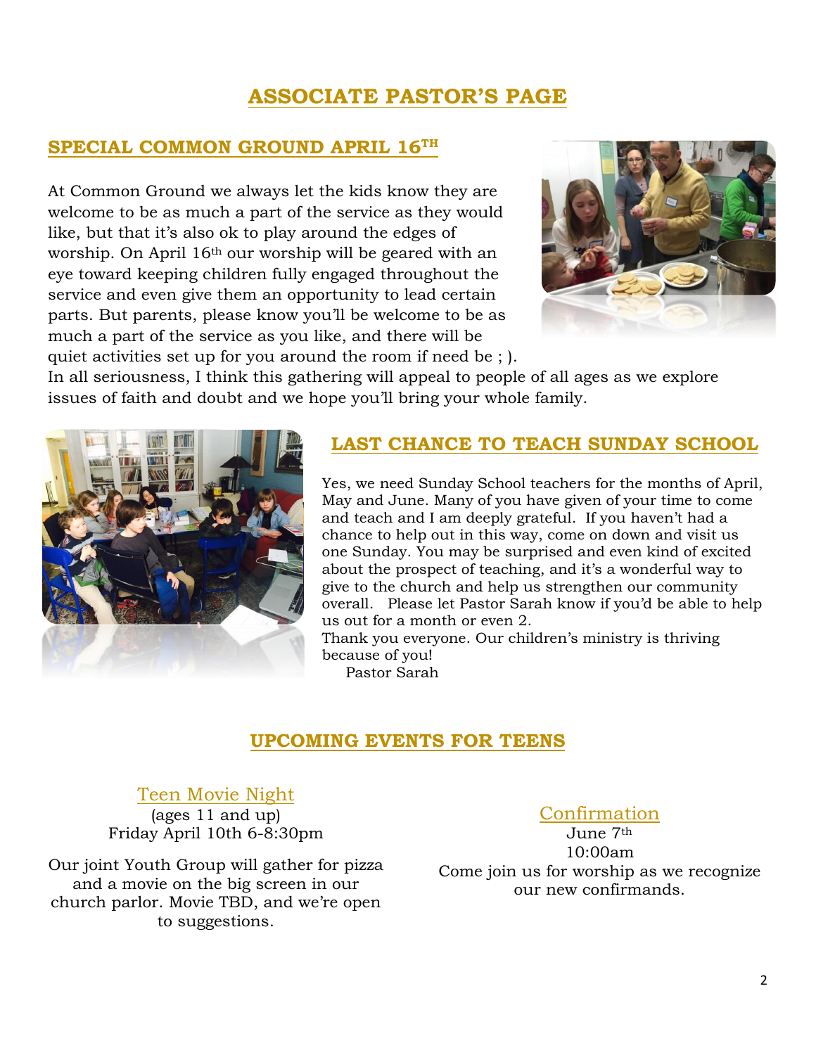# ASSOCIATE PASTOR'S PAGE

## SPECIAL COMMON GROUND APRIL 16TH

At Common Ground we always let the kids know they are welcome to be as much a part of the service as they would like, but that it's also ok to play around the edges of worship. On April 16th our worship will be geared with an eye toward keeping children fully engaged throughout the service and even give them an opportunity to lead certain parts. But parents, please know you'll be welcome to be as much a part of the service as you like, and there will be quiet activities set up for you around the room if need be ; ). In all seriousness, I think this gathering will appeal to people of all ages as we explore issues of faith and doubt and we hope you'll bring your whole family.

## LAST CHANCE TO TEACH SUNDAY SCHOOL

Yes, we need Sunday School teachers for the months of April, May and June. Many of you have given of your time to come and teach and I am deeply grateful. If you haven't had a chance to help out in this way, come on down and visit us one Sunday. You may be surprised and even kind of excited about the prospect of teaching, and it's a wonderful way to give to the church and help us strengthen our community overall. Please let Pastor Sarah know if you'd be able to help us out for a month or even 2.

Thank you everyone. Our children's ministry is thriving because of you!

Pastor Sarah

## UPCOMING EVENTS FOR TEENS

### Teen Movie Night

(ages 11 and up)
Friday April 10th 6-8:30pm

Our joint Youth Group will gather for pizza and a movie on the big screen in our church parlor. Movie TBD, and we're open to suggestions.

### Confirmation

June 7th
10:00am
Come join us for worship as we recognize our new confirmands.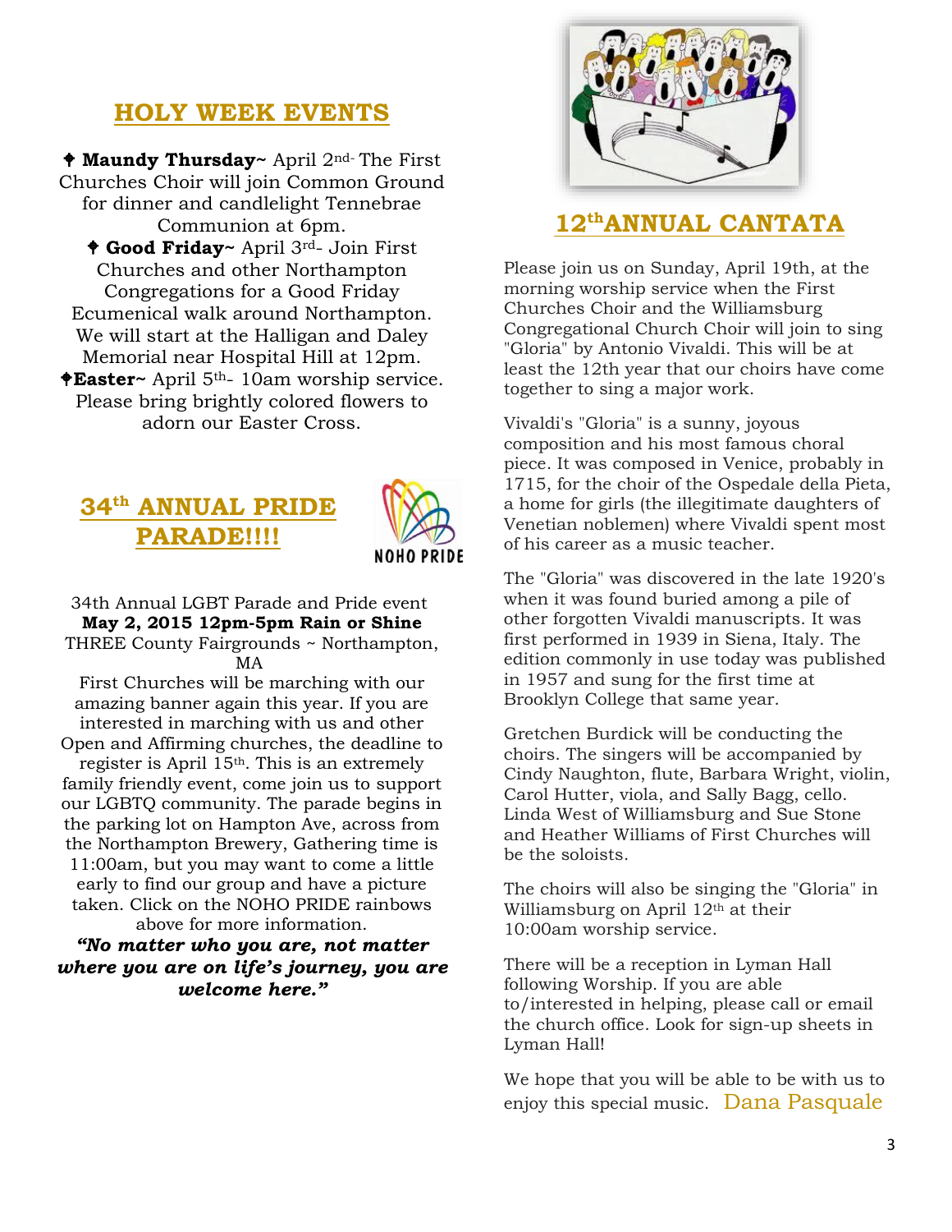## HOLY WEEK EVENTS

✝ **Maundy Thursday~** April 2nd- The First Churches Choir will join Common Ground for dinner and candlelight Tennebrae Communion at 6pm.

✝ **Good Friday~** April 3rd- Join First Churches and other Northampton Congregations for a Good Friday Ecumenical walk around Northampton. We will start at the Halligan and Daley Memorial near Hospital Hill at 12pm.

✝ **Easter~** April 5th- 10am worship service. Please bring brightly colored flowers to adorn our Easter Cross.

## 34th ANNUAL PRIDE PARADE!!!!

NOHO PRIDE

34th Annual LGBT Parade and Pride event
**May 2, 2015 12pm-5pm Rain or Shine**
THREE County Fairgrounds ~ Northampton, MA

First Churches will be marching with our amazing banner again this year. If you are interested in marching with us and other Open and Affirming churches, the deadline to register is April 15th. This is an extremely family friendly event, come join us to support our LGBTQ community. The parade begins in the parking lot on Hampton Ave, across from the Northampton Brewery, Gathering time is 11:00am, but you may want to come a little early to find our group and have a picture taken. Click on the NOHO PRIDE rainbows above for more information.

***"No matter who you are, not matter where you are on life's journey, you are welcome here."***

## 12th ANNUAL CANTATA

Please join us on Sunday, April 19th, at the morning worship service when the First Churches Choir and the Williamsburg Congregational Church Choir will join to sing "Gloria" by Antonio Vivaldi. This will be at least the 12th year that our choirs have come together to sing a major work.

Vivaldi's "Gloria" is a sunny, joyous composition and his most famous choral piece. It was composed in Venice, probably in 1715, for the choir of the Ospedale della Pieta, a home for girls (the illegitimate daughters of Venetian noblemen) where Vivaldi spent most of his career as a music teacher.

The "Gloria" was discovered in the late 1920's when it was found buried among a pile of other forgotten Vivaldi manuscripts. It was first performed in 1939 in Siena, Italy. The edition commonly in use today was published in 1957 and sung for the first time at Brooklyn College that same year.

Gretchen Burdick will be conducting the choirs. The singers will be accompanied by Cindy Naughton, flute, Barbara Wright, violin, Carol Hutter, viola, and Sally Bagg, cello. Linda West of Williamsburg and Sue Stone and Heather Williams of First Churches will be the soloists.

The choirs will also be singing the "Gloria" in Williamsburg on April 12th at their 10:00am worship service.

There will be a reception in Lyman Hall following Worship. If you are able to/interested in helping, please call or email the church office. Look for sign-up sheets in Lyman Hall!

We hope that you will be able to be with us to enjoy this special music. Dana Pasquale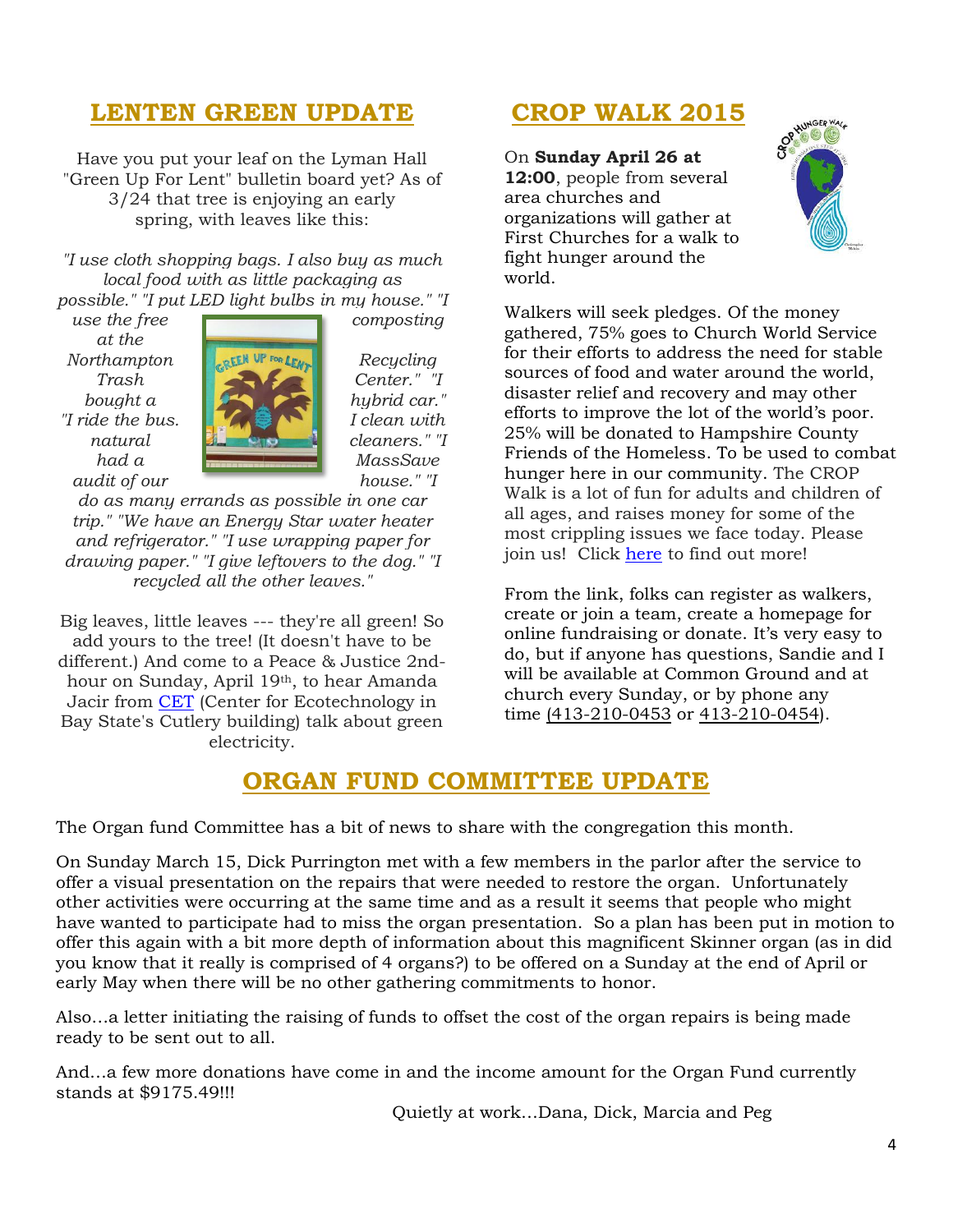## LENTEN GREEN UPDATE

Have you put your leaf on the Lyman Hall "Green Up For Lent" bulletin board yet? As of 3/24 that tree is enjoying an early spring, with leaves like this:

*"I use cloth shopping bags. I also buy as much local food with as little packaging as possible." "I put LED light bulbs in my house." "I use the free composting at the Northampton Trash Recycling Center." "I bought a hybrid car." "I ride the bus. I clean with natural cleaners." "I had a MassSave audit of our house." "I do as many errands as possible in one car trip." "We have an Energy Star water heater and refrigerator." "I use wrapping paper for drawing paper." "I give leftovers to the dog." "I recycled all the other leaves."*

Big leaves, little leaves --- they're all green! So add yours to the tree! (It doesn't have to be different.) And come to a Peace & Justice 2nd-hour on Sunday, April 19th, to hear Amanda Jacir from CET (Center for Ecotechnology in Bay State's Cutlery building) talk about green electricity.

## CROP WALK 2015

On **Sunday April 26 at 12:00**, people from several area churches and organizations will gather at First Churches for a walk to fight hunger around the world.

Walkers will seek pledges. Of the money gathered, 75% goes to Church World Service for their efforts to address the need for stable sources of food and water around the world, disaster relief and recovery and may other efforts to improve the lot of the world's poor. 25% will be donated to Hampshire County Friends of the Homeless. To be used to combat hunger here in our community. The CROP Walk is a lot of fun for adults and children of all ages, and raises money for some of the most crippling issues we face today. Please join us! Click here to find out more!

From the link, folks can register as walkers, create or join a team, create a homepage for online fundraising or donate. It's very easy to do, but if anyone has questions, Sandie and I will be available at Common Ground and at church every Sunday, or by phone any time (413-210-0453 or 413-210-0454).

## ORGAN FUND COMMITTEE UPDATE

The Organ fund Committee has a bit of news to share with the congregation this month.

On Sunday March 15, Dick Purrington met with a few members in the parlor after the service to offer a visual presentation on the repairs that were needed to restore the organ. Unfortunately other activities were occurring at the same time and as a result it seems that people who might have wanted to participate had to miss the organ presentation. So a plan has been put in motion to offer this again with a bit more depth of information about this magnificent Skinner organ (as in did you know that it really is comprised of 4 organs?) to be offered on a Sunday at the end of April or early May when there will be no other gathering commitments to honor.

Also…a letter initiating the raising of funds to offset the cost of the organ repairs is being made ready to be sent out to all.

And…a few more donations have come in and the income amount for the Organ Fund currently stands at $9175.49!!!

Quietly at work…Dana, Dick, Marcia and Peg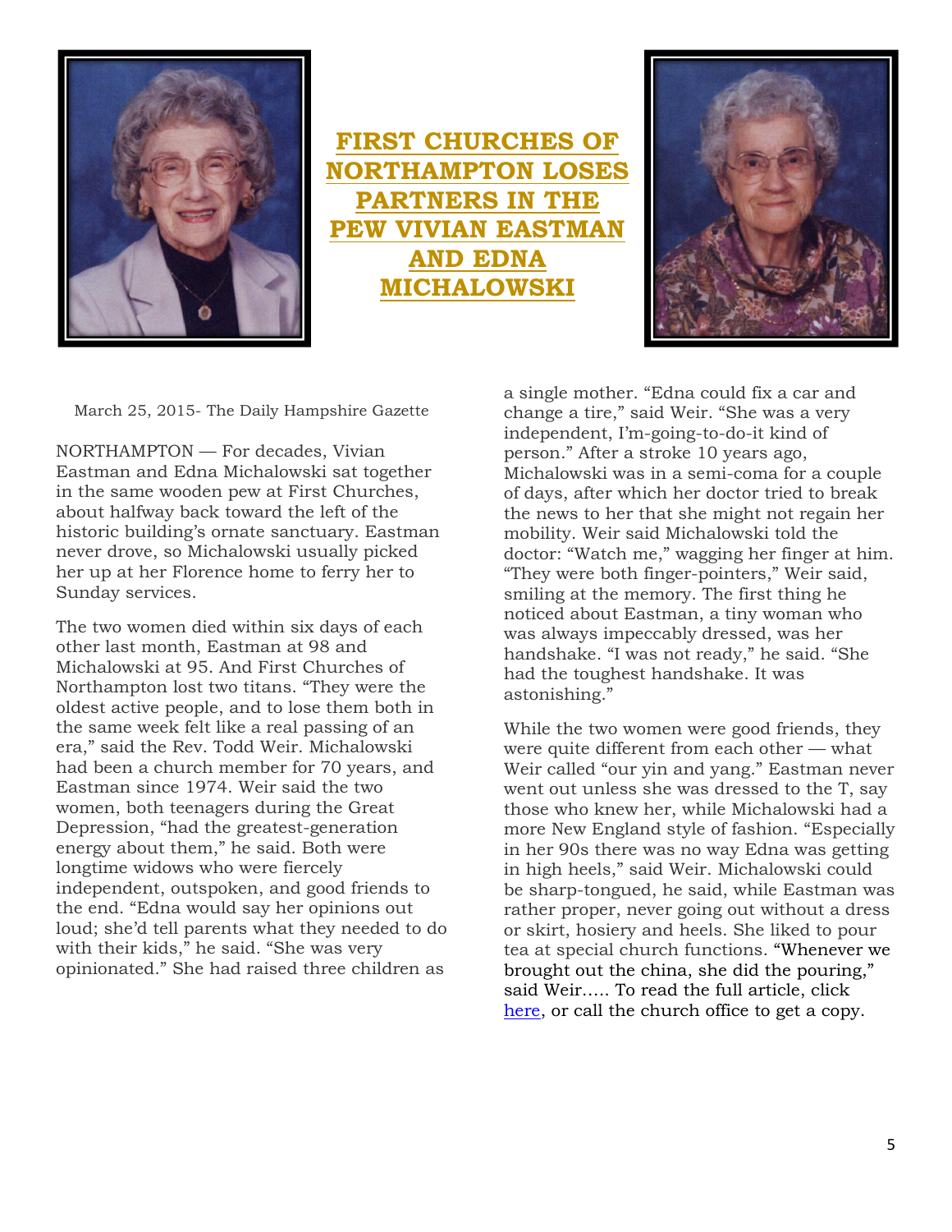# FIRST CHURCHES OF NORTHAMPTON LOSES PARTNERS IN THE PEW VIVIAN EASTMAN AND EDNA MICHALOWSKI

March 25, 2015- The Daily Hampshire Gazette

NORTHAMPTON — For decades, Vivian Eastman and Edna Michalowski sat together in the same wooden pew at First Churches, about halfway back toward the left of the historic building's ornate sanctuary. Eastman never drove, so Michalowski usually picked her up at her Florence home to ferry her to Sunday services.

The two women died within six days of each other last month, Eastman at 98 and Michalowski at 95. And First Churches of Northampton lost two titans. "They were the oldest active people, and to lose them both in the same week felt like a real passing of an era," said the Rev. Todd Weir. Michalowski had been a church member for 70 years, and Eastman since 1974. Weir said the two women, both teenagers during the Great Depression, "had the greatest-generation energy about them," he said. Both were longtime widows who were fiercely independent, outspoken, and good friends to the end. "Edna would say her opinions out loud; she'd tell parents what they needed to do with their kids," he said. "She was very opinionated." She had raised three children as a single mother. "Edna could fix a car and change a tire," said Weir. "She was a very independent, I'm-going-to-do-it kind of person." After a stroke 10 years ago, Michalowski was in a semi-coma for a couple of days, after which her doctor tried to break the news to her that she might not regain her mobility. Weir said Michalowski told the doctor: "Watch me," wagging her finger at him. "They were both finger-pointers," Weir said, smiling at the memory. The first thing he noticed about Eastman, a tiny woman who was always impeccably dressed, was her handshake. "I was not ready," he said. "She had the toughest handshake. It was astonishing."

While the two women were good friends, they were quite different from each other — what Weir called "our yin and yang." Eastman never went out unless she was dressed to the T, say those who knew her, while Michalowski had a more New England style of fashion. "Especially in her 90s there was no way Edna was getting in high heels," said Weir. Michalowski could be sharp-tongued, he said, while Eastman was rather proper, never going out without a dress or skirt, hosiery and heels. She liked to pour tea at special church functions. "Whenever we brought out the china, she did the pouring," said Weir….. To read the full article, click here, or call the church office to get a copy.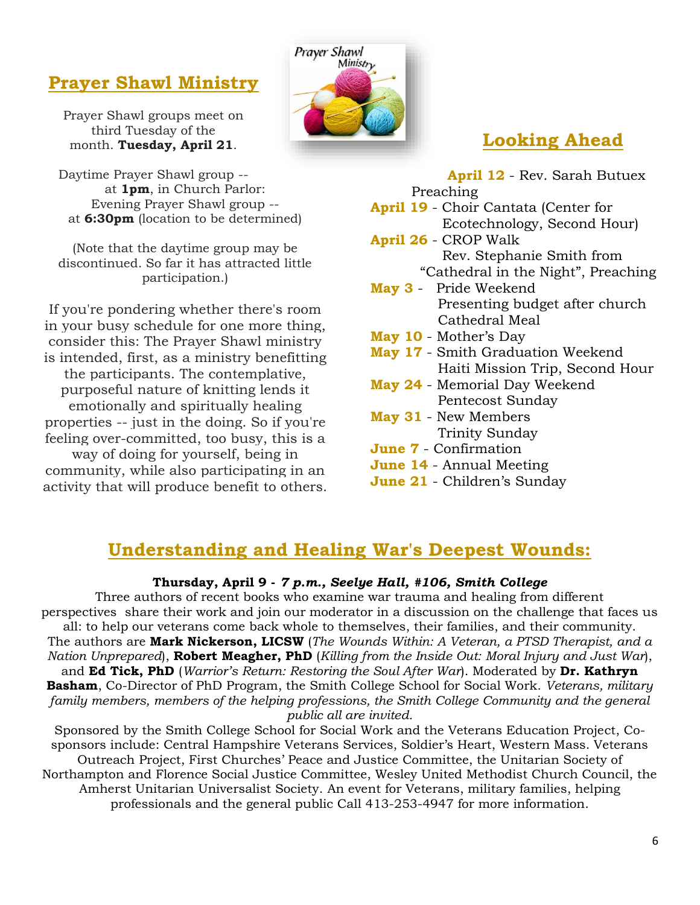## Prayer Shawl Ministry

Prayer Shawl groups meet on third Tuesday of the month. **Tuesday, April 21**.

Daytime Prayer Shawl group -- at **1pm**, in Church Parlor:
Evening Prayer Shawl group -- at **6:30pm** (location to be determined)

(Note that the daytime group may be discontinued. So far it has attracted little participation.)

If you're pondering whether there's room in your busy schedule for one more thing, consider this: The Prayer Shawl ministry is intended, first, as a ministry benefitting the participants. The contemplative, purposeful nature of knitting lends it emotionally and spiritually healing properties -- just in the doing. So if you're feeling over-committed, too busy, this is a way of doing for yourself, being in community, while also participating in an activity that will produce benefit to others.

## Looking Ahead

**April 12** - Rev. Sarah Butuex Preaching
**April 19** - Choir Cantata (Center for Ecotechnology, Second Hour)
**April 26** - CROP Walk
Rev. Stephanie Smith from "Cathedral in the Night", Preaching
**May 3** - Pride Weekend
Presenting budget after church
Cathedral Meal
**May 10** - Mother's Day
**May 17** - Smith Graduation Weekend
Haiti Mission Trip, Second Hour
**May 24** - Memorial Day Weekend
Pentecost Sunday
**May 31** - New Members
Trinity Sunday
**June 7** - Confirmation
**June 14** - Annual Meeting
**June 21** - Children's Sunday

## Understanding and Healing War's Deepest Wounds:

**Thursday, April 9 - *7 p.m., Seelye Hall, #106, Smith College***

Three authors of recent books who examine war trauma and healing from different perspectives share their work and join our moderator in a discussion on the challenge that faces us all: to help our veterans come back whole to themselves, their families, and their community. The authors are **Mark Nickerson, LICSW** (*The Wounds Within: A Veteran, a PTSD Therapist, and a Nation Unprepared*), **Robert Meagher, PhD** (*Killing from the Inside Out: Moral Injury and Just War*), and **Ed Tick, PhD** (*Warrior's Return: Restoring the Soul After War*). Moderated by **Dr. Kathryn Basham**, Co-Director of PhD Program, the Smith College School for Social Work. *Veterans, military family members, members of the helping professions, the Smith College Community and the general public all are invited.*

Sponsored by the Smith College School for Social Work and the Veterans Education Project, Co-sponsors include: Central Hampshire Veterans Services, Soldier's Heart, Western Mass. Veterans Outreach Project, First Churches' Peace and Justice Committee, the Unitarian Society of Northampton and Florence Social Justice Committee, Wesley United Methodist Church Council, the Amherst Unitarian Universalist Society. An event for Veterans, military families, helping professionals and the general public Call 413-253-4947 for more information.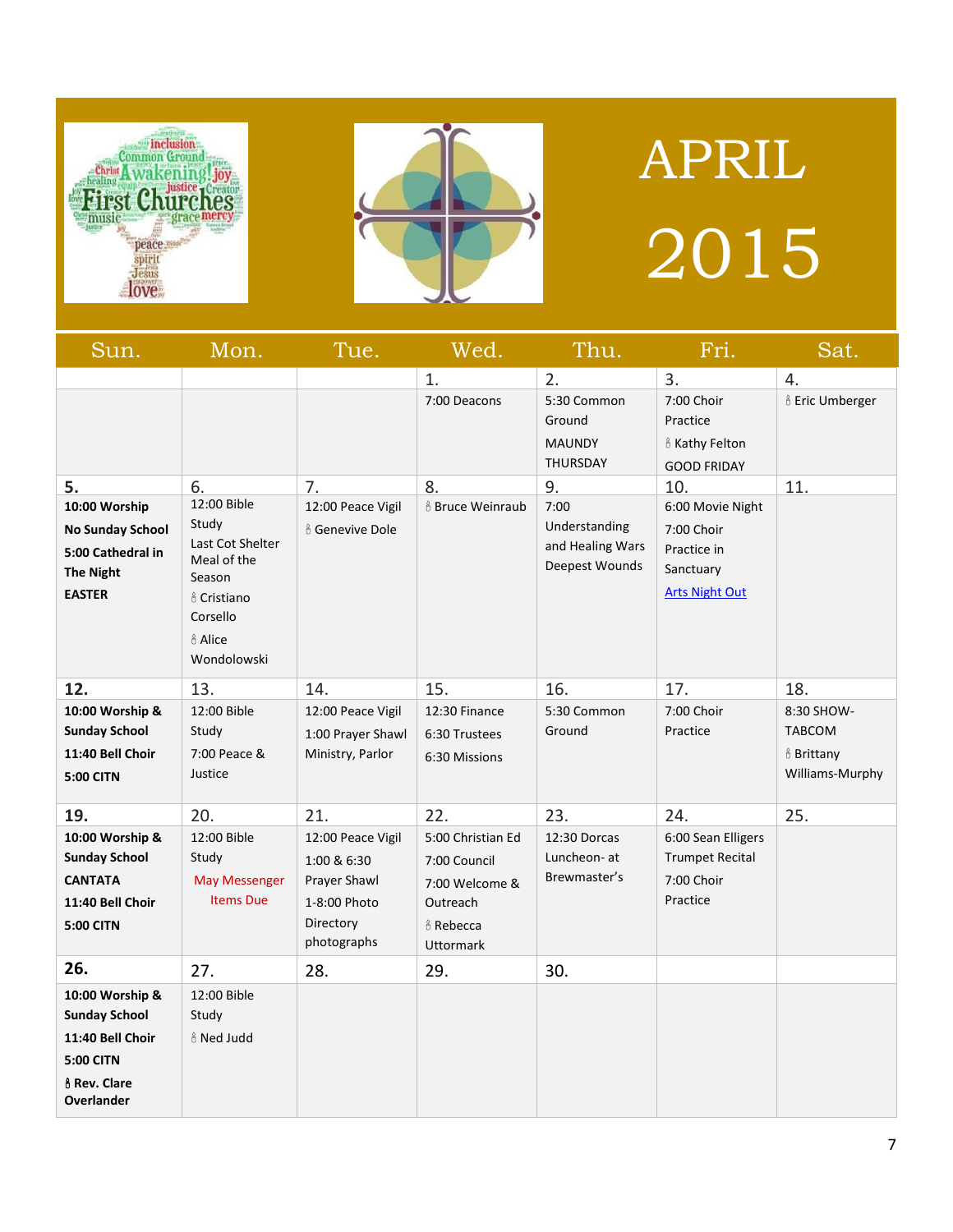# APRIL 2015

| Sun. | Mon. | Tue. | Wed. | Thu. | Fri. | Sat. |
|---|---|---|---|---|---|---|
| | | | 1.<br>7:00 Deacons | 2.<br>5:30 Common Ground<br>MAUNDY THURSDAY | 3.<br>7:00 Choir Practice<br>🕯 Kathy Felton<br>GOOD FRIDAY | 4.<br>🕯 Eric Umberger |
| 5.<br>**10:00 Worship**<br>**No Sunday School**<br>**5:00 Cathedral in The Night**<br>**EASTER** | 6.<br>12:00 Bible Study<br>Last Cot Shelter Meal of the Season<br>🕯 Cristiano Corsello<br>🕯 Alice Wondolowski | 7.<br>12:00 Peace Vigil<br>🕯 Genevive Dole | 8.<br>🕯 Bruce Weinraub | 9.<br>7:00 Understanding and Healing Wars Deepest Wounds | 10.<br>6:00 Movie Night<br>7:00 Choir Practice in Sanctuary<br>Arts Night Out | 11. |
| 12.<br>**10:00 Worship & Sunday School**<br>**11:40 Bell Choir**<br>**5:00 CITN** | 13.<br>12:00 Bible Study<br>7:00 Peace & Justice | 14.<br>12:00 Peace Vigil<br>1:00 Prayer Shawl Ministry, Parlor | 15.<br>12:30 Finance<br>6:30 Trustees<br>6:30 Missions | 16.<br>5:30 Common Ground | 17.<br>7:00 Choir Practice | 18.<br>8:30 SHOW-TABCOM<br>🕯 Brittany Williams-Murphy |
| 19.<br>**10:00 Worship & Sunday School**<br>**CANTATA**<br>**11:40 Bell Choir**<br>**5:00 CITN** | 20.<br>12:00 Bible Study<br>May Messenger Items Due | 21.<br>12:00 Peace Vigil<br>1:00 & 6:30 Prayer Shawl<br>1-8:00 Photo Directory photographs | 22.<br>5:00 Christian Ed<br>7:00 Council<br>7:00 Welcome & Outreach<br>🕯 Rebecca Uttormark | 23.<br>12:30 Dorcas Luncheon- at Brewmaster's | 24.<br>6:00 Sean Elligers Trumpet Recital<br>7:00 Choir Practice | 25. |
| 26.<br>**10:00 Worship & Sunday School**<br>**11:40 Bell Choir**<br>**5:00 CITN**<br>**🕯 Rev. Clare Overlander** | 27.<br>12:00 Bible Study<br>🕯 Ned Judd | 28. | 29. | 30. | | |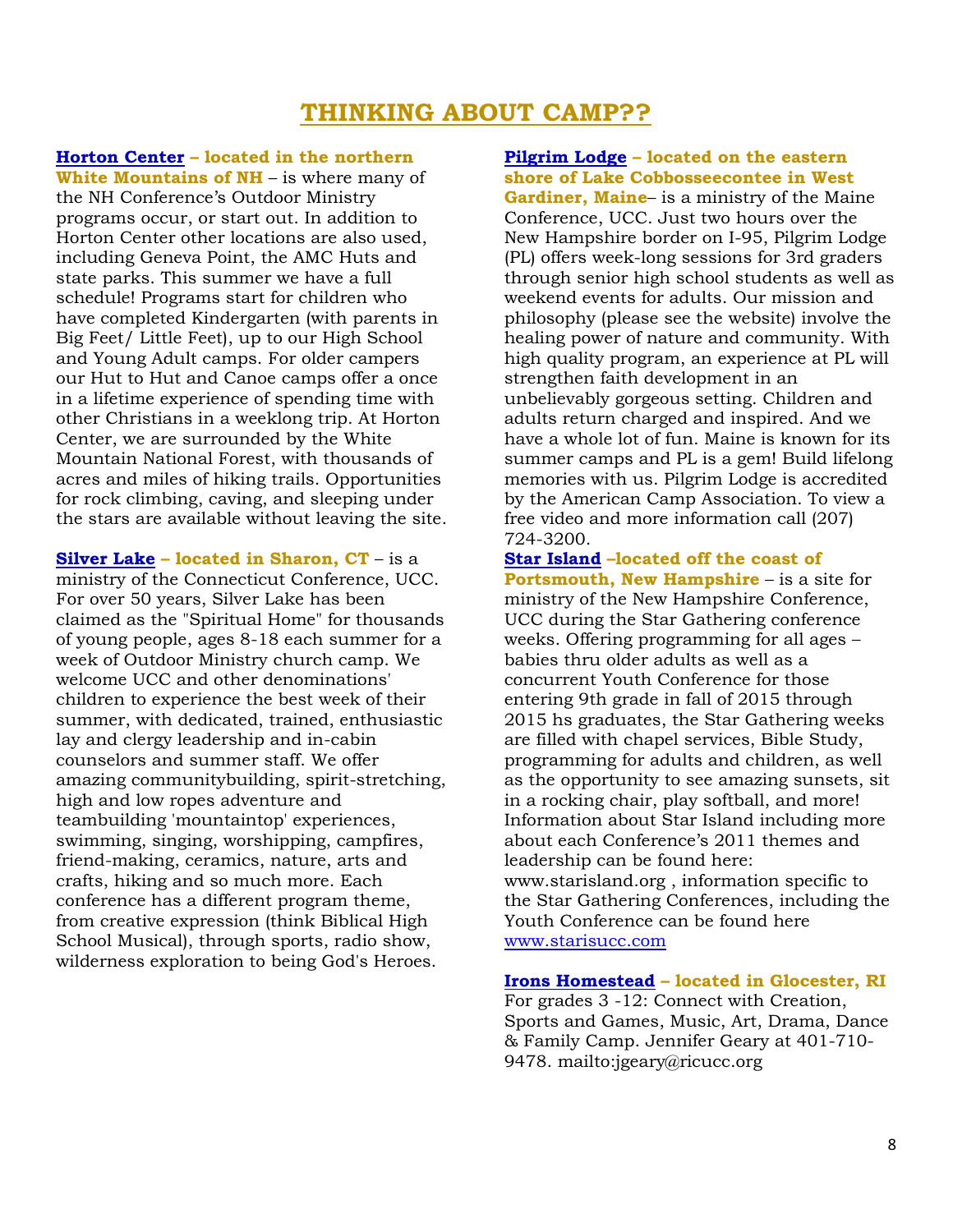# THINKING ABOUT CAMP??

**Horton Center – located in the northern White Mountains of NH** – is where many of the NH Conference's Outdoor Ministry programs occur, or start out. In addition to Horton Center other locations are also used, including Geneva Point, the AMC Huts and state parks. This summer we have a full schedule! Programs start for children who have completed Kindergarten (with parents in Big Feet/ Little Feet), up to our High School and Young Adult camps. For older campers our Hut to Hut and Canoe camps offer a once in a lifetime experience of spending time with other Christians in a weeklong trip. At Horton Center, we are surrounded by the White Mountain National Forest, with thousands of acres and miles of hiking trails. Opportunities for rock climbing, caving, and sleeping under the stars are available without leaving the site.

**Silver Lake – located in Sharon, CT** – is a ministry of the Connecticut Conference, UCC. For over 50 years, Silver Lake has been claimed as the "Spiritual Home" for thousands of young people, ages 8-18 each summer for a week of Outdoor Ministry church camp. We welcome UCC and other denominations' children to experience the best week of their summer, with dedicated, trained, enthusiastic lay and clergy leadership and in-cabin counselors and summer staff. We offer amazing communitybuilding, spirit-stretching, high and low ropes adventure and teambuilding 'mountaintop' experiences, swimming, singing, worshipping, campfires, friend-making, ceramics, nature, arts and crafts, hiking and so much more. Each conference has a different program theme, from creative expression (think Biblical High School Musical), through sports, radio show, wilderness exploration to being God's Heroes.

**Pilgrim Lodge – located on the eastern shore of Lake Cobbosseecontee in West Gardiner, Maine**– is a ministry of the Maine Conference, UCC. Just two hours over the New Hampshire border on I-95, Pilgrim Lodge (PL) offers week-long sessions for 3rd graders through senior high school students as well as weekend events for adults. Our mission and philosophy (please see the website) involve the healing power of nature and community. With high quality program, an experience at PL will strengthen faith development in an unbelievably gorgeous setting. Children and adults return charged and inspired. And we have a whole lot of fun. Maine is known for its summer camps and PL is a gem! Build lifelong memories with us. Pilgrim Lodge is accredited by the American Camp Association. To view a free video and more information call (207) 724-3200.

**Star Island –located off the coast of Portsmouth, New Hampshire** – is a site for ministry of the New Hampshire Conference, UCC during the Star Gathering conference weeks. Offering programming for all ages – babies thru older adults as well as a concurrent Youth Conference for those entering 9th grade in fall of 2015 through 2015 hs graduates, the Star Gathering weeks are filled with chapel services, Bible Study, programming for adults and children, as well as the opportunity to see amazing sunsets, sit in a rocking chair, play softball, and more! Information about Star Island including more about each Conference's 2011 themes and leadership can be found here: www.starisland.org , information specific to the Star Gathering Conferences, including the Youth Conference can be found here www.starisucc.com

**Irons Homestead – located in Glocester, RI**
For grades 3 -12: Connect with Creation, Sports and Games, Music, Art, Drama, Dance & Family Camp. Jennifer Geary at 401-710-9478. mailto:jgeary@ricucc.org